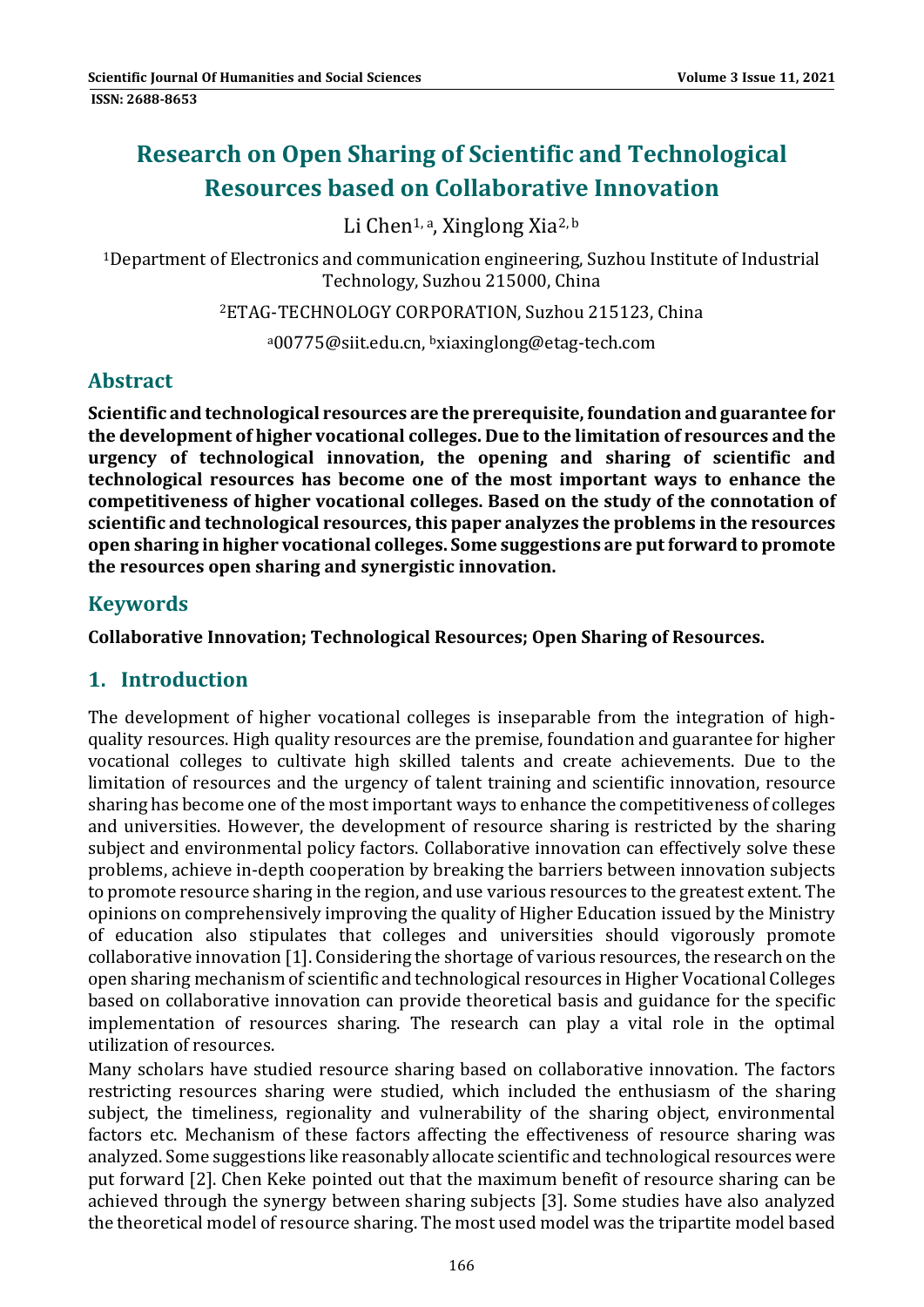# Research on Open Sharing of Scientific and Technological Resources based on Collaborative Innovation

Li Chen[1, a], Xinglong Xia[2, b]

[1]Department of Electronics and communication engineering, Suzhou Institute of Industrial Technology, Suzhou 215000, China

[2]ETAG-TECHNOLOGY CORPORATION, Suzhou 215123, China

[a]00775@siit.edu.cn, [b]xiaxinglong@etag-tech.com

## Abstract

**Scientific and technological resources are the prerequisite, foundation and guarantee for the development of higher vocational colleges. Due to the limitation of resources and the urgency of technological innovation, the opening and sharing of scientific and technological resources has become one of the most important ways to enhance the competitiveness of higher vocational colleges. Based on the study of the connotation of scientific and technological resources, this paper analyzes the problems in the resources open sharing in higher vocational colleges. Some suggestions are put forward to promote the resources open sharing and synergistic innovation.**

## Keywords

**Collaborative Innovation; Technological Resources; Open Sharing of Resources.**

## 1. Introduction

The development of higher vocational colleges is inseparable from the integration of high-quality resources. High quality resources are the premise, foundation and guarantee for higher vocational colleges to cultivate high skilled talents and create achievements. Due to the limitation of resources and the urgency of talent training and scientific innovation, resource sharing has become one of the most important ways to enhance the competitiveness of colleges and universities. However, the development of resource sharing is restricted by the sharing subject and environmental policy factors. Collaborative innovation can effectively solve these problems, achieve in-depth cooperation by breaking the barriers between innovation subjects to promote resource sharing in the region, and use various resources to the greatest extent. The opinions on comprehensively improving the quality of Higher Education issued by the Ministry of education also stipulates that colleges and universities should vigorously promote collaborative innovation [1]. Considering the shortage of various resources, the research on the open sharing mechanism of scientific and technological resources in Higher Vocational Colleges based on collaborative innovation can provide theoretical basis and guidance for the specific implementation of resources sharing. The research can play a vital role in the optimal utilization of resources.

Many scholars have studied resource sharing based on collaborative innovation. The factors restricting resources sharing were studied, which included the enthusiasm of the sharing subject, the timeliness, regionality and vulnerability of the sharing object, environmental factors etc. Mechanism of these factors affecting the effectiveness of resource sharing was analyzed. Some suggestions like reasonably allocate scientific and technological resources were put forward [2]. Chen Keke pointed out that the maximum benefit of resource sharing can be achieved through the synergy between sharing subjects [3]. Some studies have also analyzed the theoretical model of resource sharing. The most used model was the tripartite model based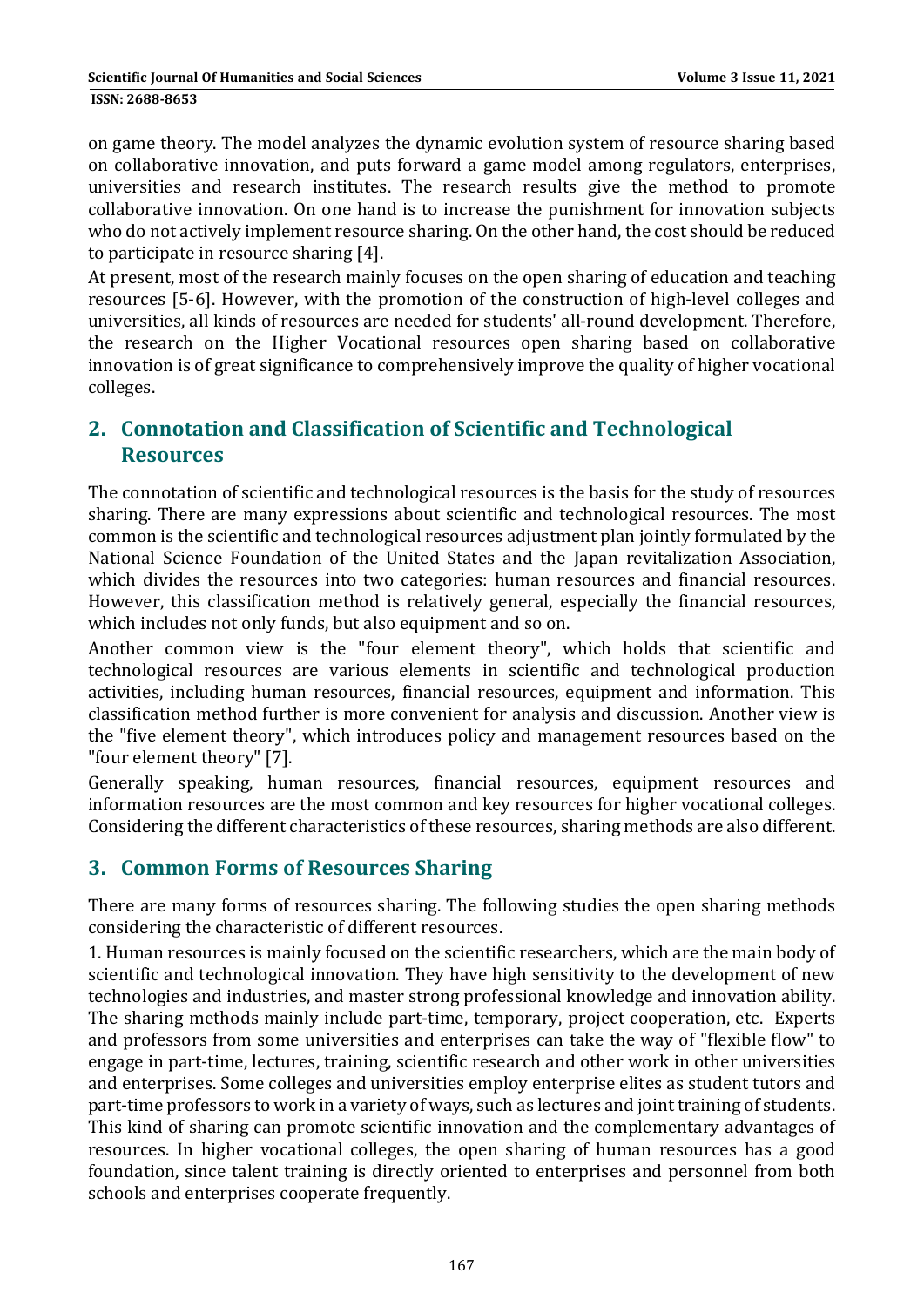on game theory. The model analyzes the dynamic evolution system of resource sharing based on collaborative innovation, and puts forward a game model among regulators, enterprises, universities and research institutes. The research results give the method to promote collaborative innovation. On one hand is to increase the punishment for innovation subjects who do not actively implement resource sharing. On the other hand, the cost should be reduced to participate in resource sharing [4].

At present, most of the research mainly focuses on the open sharing of education and teaching resources [5-6]. However, with the promotion of the construction of high-level colleges and universities, all kinds of resources are needed for students' all-round development. Therefore, the research on the Higher Vocational resources open sharing based on collaborative innovation is of great significance to comprehensively improve the quality of higher vocational colleges.

## 2. Connotation and Classification of Scientific and Technological Resources

The connotation of scientific and technological resources is the basis for the study of resources sharing. There are many expressions about scientific and technological resources. The most common is the scientific and technological resources adjustment plan jointly formulated by the National Science Foundation of the United States and the Japan revitalization Association, which divides the resources into two categories: human resources and financial resources. However, this classification method is relatively general, especially the financial resources, which includes not only funds, but also equipment and so on.

Another common view is the "four element theory", which holds that scientific and technological resources are various elements in scientific and technological production activities, including human resources, financial resources, equipment and information. This classification method further is more convenient for analysis and discussion. Another view is the "five element theory", which introduces policy and management resources based on the "four element theory" [7].

Generally speaking, human resources, financial resources, equipment resources and information resources are the most common and key resources for higher vocational colleges. Considering the different characteristics of these resources, sharing methods are also different.

## 3. Common Forms of Resources Sharing

There are many forms of resources sharing. The following studies the open sharing methods considering the characteristic of different resources.

1. Human resources is mainly focused on the scientific researchers, which are the main body of scientific and technological innovation. They have high sensitivity to the development of new technologies and industries, and master strong professional knowledge and innovation ability. The sharing methods mainly include part-time, temporary, project cooperation, etc. Experts and professors from some universities and enterprises can take the way of "flexible flow" to engage in part-time, lectures, training, scientific research and other work in other universities and enterprises. Some colleges and universities employ enterprise elites as student tutors and part-time professors to work in a variety of ways, such as lectures and joint training of students. This kind of sharing can promote scientific innovation and the complementary advantages of resources. In higher vocational colleges, the open sharing of human resources has a good foundation, since talent training is directly oriented to enterprises and personnel from both schools and enterprises cooperate frequently.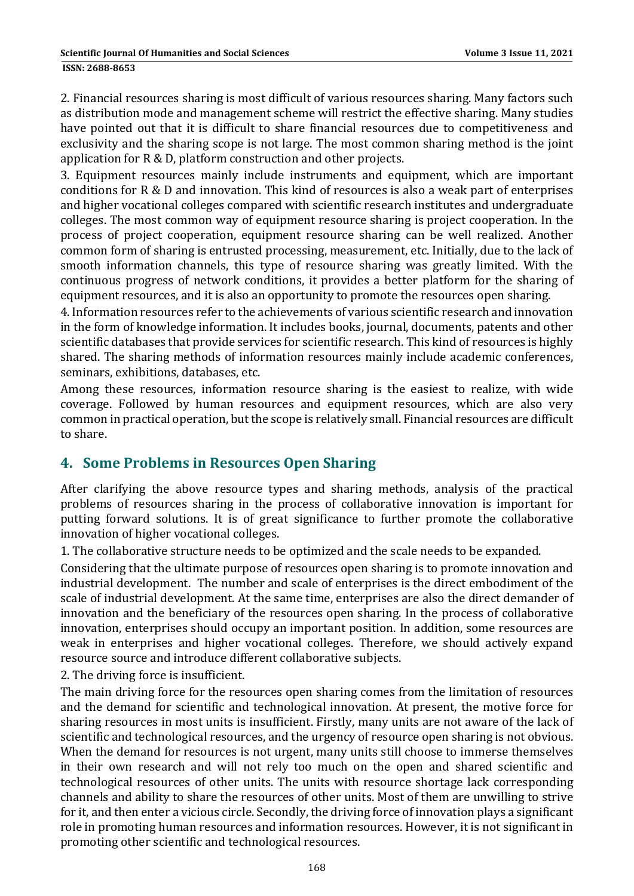2. Financial resources sharing is most difficult of various resources sharing. Many factors such as distribution mode and management scheme will restrict the effective sharing. Many studies have pointed out that it is difficult to share financial resources due to competitiveness and exclusivity and the sharing scope is not large. The most common sharing method is the joint application for R & D, platform construction and other projects.

3. Equipment resources mainly include instruments and equipment, which are important conditions for R & D and innovation. This kind of resources is also a weak part of enterprises and higher vocational colleges compared with scientific research institutes and undergraduate colleges. The most common way of equipment resource sharing is project cooperation. In the process of project cooperation, equipment resource sharing can be well realized. Another common form of sharing is entrusted processing, measurement, etc. Initially, due to the lack of smooth information channels, this type of resource sharing was greatly limited. With the continuous progress of network conditions, it provides a better platform for the sharing of equipment resources, and it is also an opportunity to promote the resources open sharing.

4. Information resources refer to the achievements of various scientific research and innovation in the form of knowledge information. It includes books, journal, documents, patents and other scientific databases that provide services for scientific research. This kind of resources is highly shared. The sharing methods of information resources mainly include academic conferences, seminars, exhibitions, databases, etc.

Among these resources, information resource sharing is the easiest to realize, with wide coverage. Followed by human resources and equipment resources, which are also very common in practical operation, but the scope is relatively small. Financial resources are difficult to share.

## 4. Some Problems in Resources Open Sharing

After clarifying the above resource types and sharing methods, analysis of the practical problems of resources sharing in the process of collaborative innovation is important for putting forward solutions. It is of great significance to further promote the collaborative innovation of higher vocational colleges.

1. The collaborative structure needs to be optimized and the scale needs to be expanded.

Considering that the ultimate purpose of resources open sharing is to promote innovation and industrial development. The number and scale of enterprises is the direct embodiment of the scale of industrial development. At the same time, enterprises are also the direct demander of innovation and the beneficiary of the resources open sharing. In the process of collaborative innovation, enterprises should occupy an important position. In addition, some resources are weak in enterprises and higher vocational colleges. Therefore, we should actively expand resource source and introduce different collaborative subjects.

2. The driving force is insufficient.

The main driving force for the resources open sharing comes from the limitation of resources and the demand for scientific and technological innovation. At present, the motive force for sharing resources in most units is insufficient. Firstly, many units are not aware of the lack of scientific and technological resources, and the urgency of resource open sharing is not obvious. When the demand for resources is not urgent, many units still choose to immerse themselves in their own research and will not rely too much on the open and shared scientific and technological resources of other units. The units with resource shortage lack corresponding channels and ability to share the resources of other units. Most of them are unwilling to strive for it, and then enter a vicious circle. Secondly, the driving force of innovation plays a significant role in promoting human resources and information resources. However, it is not significant in promoting other scientific and technological resources.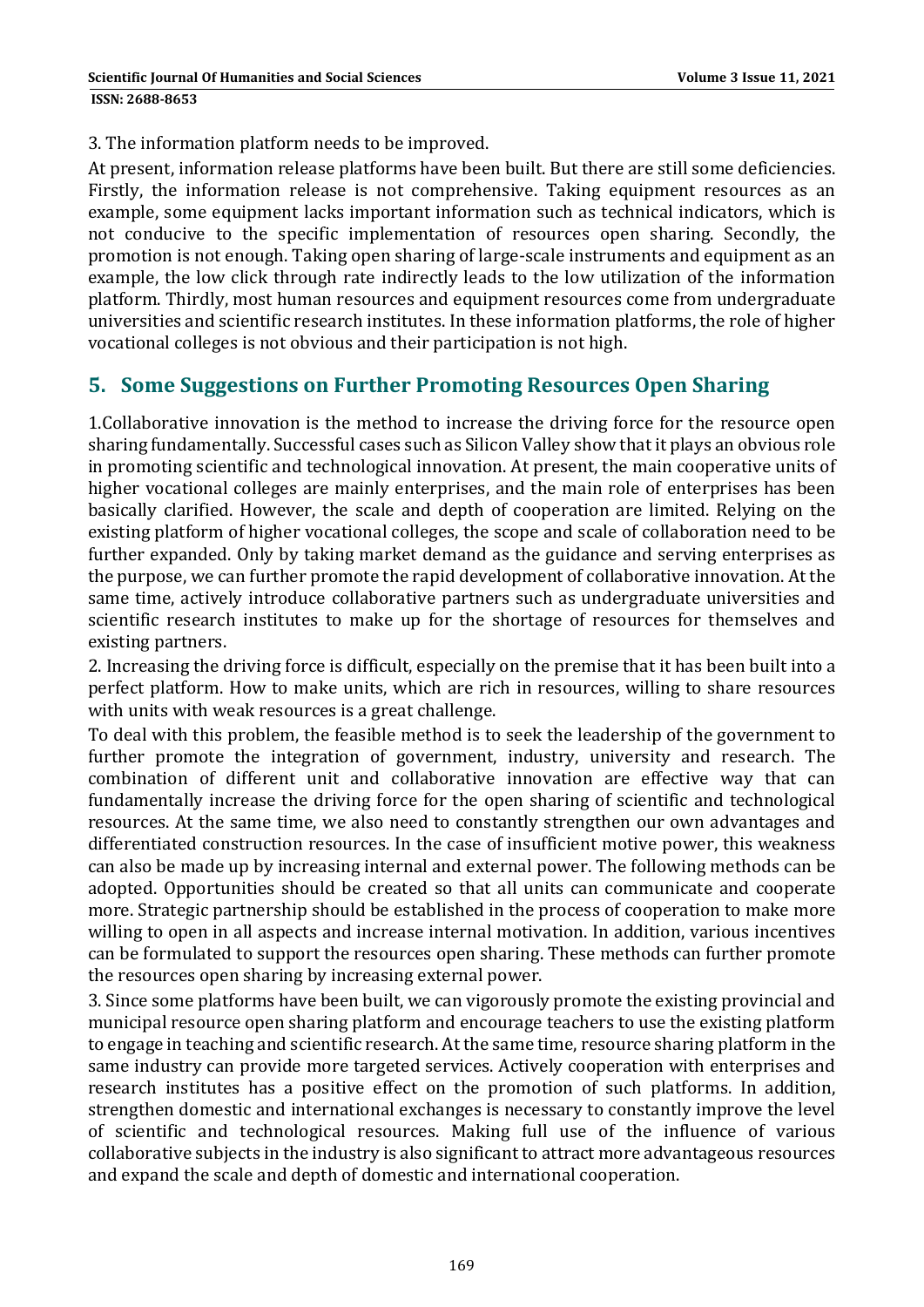3. The information platform needs to be improved.

At present, information release platforms have been built. But there are still some deficiencies. Firstly, the information release is not comprehensive. Taking equipment resources as an example, some equipment lacks important information such as technical indicators, which is not conducive to the specific implementation of resources open sharing. Secondly, the promotion is not enough. Taking open sharing of large-scale instruments and equipment as an example, the low click through rate indirectly leads to the low utilization of the information platform. Thirdly, most human resources and equipment resources come from undergraduate universities and scientific research institutes. In these information platforms, the role of higher vocational colleges is not obvious and their participation is not high.

## 5. Some Suggestions on Further Promoting Resources Open Sharing

1.Collaborative innovation is the method to increase the driving force for the resource open sharing fundamentally. Successful cases such as Silicon Valley show that it plays an obvious role in promoting scientific and technological innovation. At present, the main cooperative units of higher vocational colleges are mainly enterprises, and the main role of enterprises has been basically clarified. However, the scale and depth of cooperation are limited. Relying on the existing platform of higher vocational colleges, the scope and scale of collaboration need to be further expanded. Only by taking market demand as the guidance and serving enterprises as the purpose, we can further promote the rapid development of collaborative innovation. At the same time, actively introduce collaborative partners such as undergraduate universities and scientific research institutes to make up for the shortage of resources for themselves and existing partners.

2. Increasing the driving force is difficult, especially on the premise that it has been built into a perfect platform. How to make units, which are rich in resources, willing to share resources with units with weak resources is a great challenge.

To deal with this problem, the feasible method is to seek the leadership of the government to further promote the integration of government, industry, university and research. The combination of different unit and collaborative innovation are effective way that can fundamentally increase the driving force for the open sharing of scientific and technological resources. At the same time, we also need to constantly strengthen our own advantages and differentiated construction resources. In the case of insufficient motive power, this weakness can also be made up by increasing internal and external power. The following methods can be adopted. Opportunities should be created so that all units can communicate and cooperate more. Strategic partnership should be established in the process of cooperation to make more willing to open in all aspects and increase internal motivation. In addition, various incentives can be formulated to support the resources open sharing. These methods can further promote the resources open sharing by increasing external power.

3. Since some platforms have been built, we can vigorously promote the existing provincial and municipal resource open sharing platform and encourage teachers to use the existing platform to engage in teaching and scientific research. At the same time, resource sharing platform in the same industry can provide more targeted services. Actively cooperation with enterprises and research institutes has a positive effect on the promotion of such platforms. In addition, strengthen domestic and international exchanges is necessary to constantly improve the level of scientific and technological resources. Making full use of the influence of various collaborative subjects in the industry is also significant to attract more advantageous resources and expand the scale and depth of domestic and international cooperation.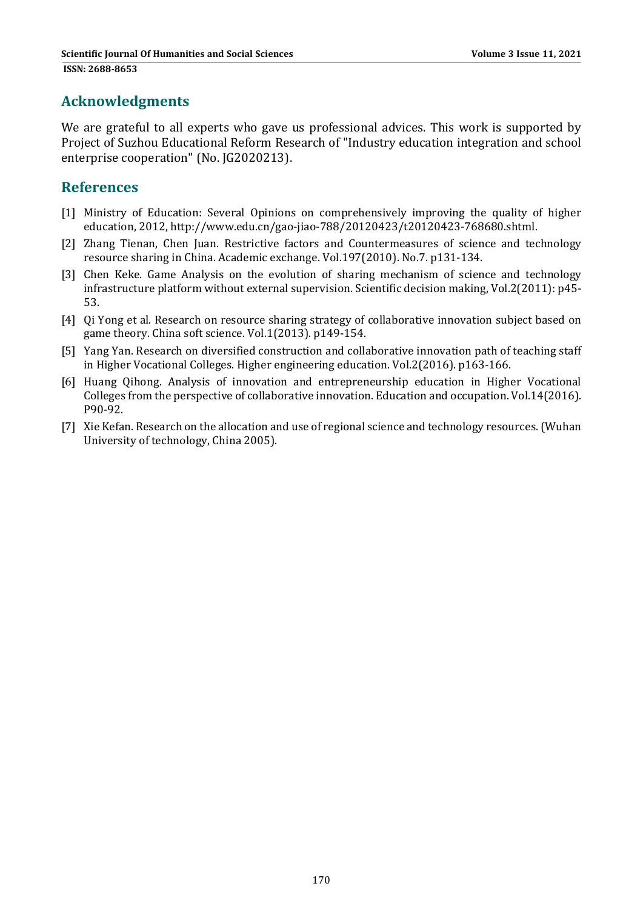## Acknowledgments

We are grateful to all experts who gave us professional advices. This work is supported by Project of Suzhou Educational Reform Research of "Industry education integration and school enterprise cooperation" (No. JG2020213).

## References

[1] Ministry of Education: Several Opinions on comprehensively improving the quality of higher education, 2012, http://www.edu.cn/gao-jiao-788/20120423/t20120423-768680.shtml.

[2] Zhang Tienan, Chen Juan. Restrictive factors and Countermeasures of science and technology resource sharing in China. Academic exchange. Vol.197(2010). No.7. p131-134.

[3] Chen Keke. Game Analysis on the evolution of sharing mechanism of science and technology infrastructure platform without external supervision. Scientific decision making, Vol.2(2011): p45-53.

[4] Qi Yong et al. Research on resource sharing strategy of collaborative innovation subject based on game theory. China soft science. Vol.1(2013). p149-154.

[5] Yang Yan. Research on diversified construction and collaborative innovation path of teaching staff in Higher Vocational Colleges. Higher engineering education. Vol.2(2016). p163-166.

[6] Huang Qihong. Analysis of innovation and entrepreneurship education in Higher Vocational Colleges from the perspective of collaborative innovation. Education and occupation. Vol.14(2016). P90-92.

[7] Xie Kefan. Research on the allocation and use of regional science and technology resources. (Wuhan University of technology, China 2005).